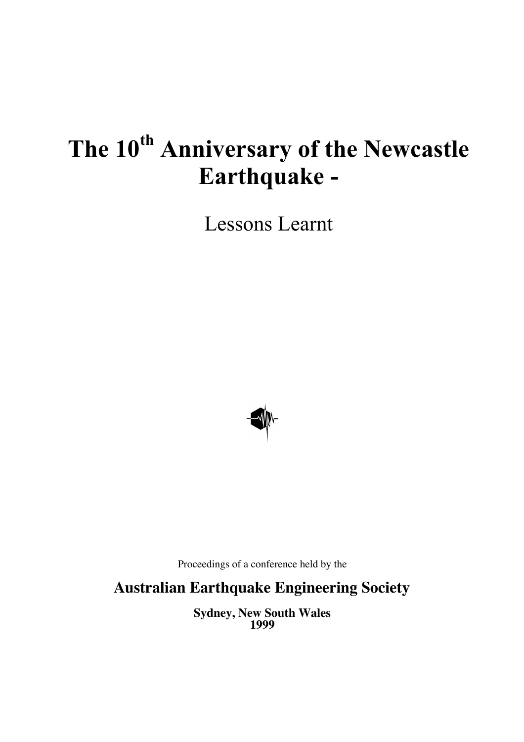# The 10th Anniversary of the Newcastle Earthquake -

Lessons Learnt

Proceedings of a conference held by the

**Australian Earthquake Engineering Society**

**Sydney, New South Wales**
**1999**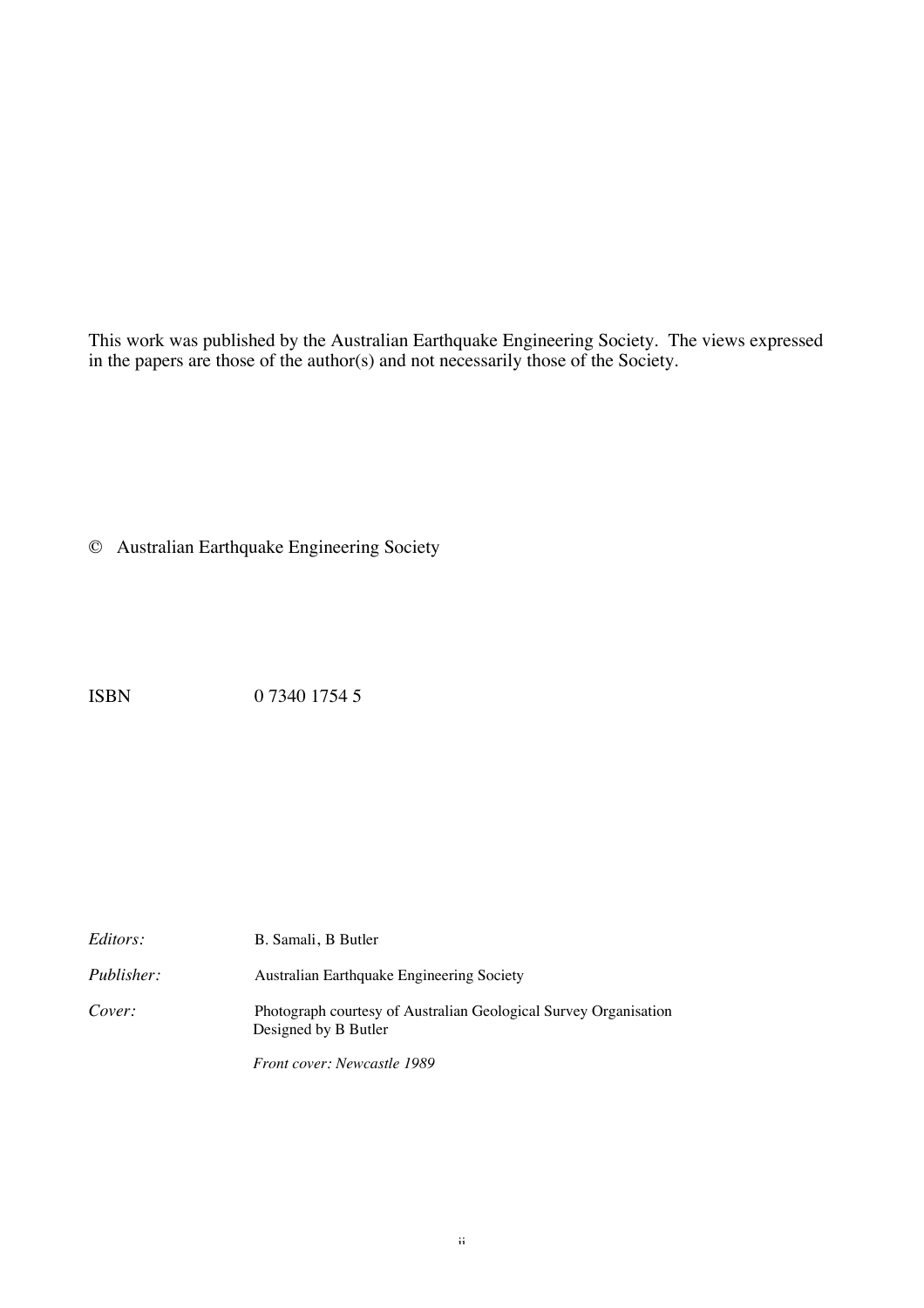This work was published by the Australian Earthquake Engineering Society. The views expressed in the papers are those of the author(s) and not necessarily those of the Society.

© Australian Earthquake Engineering Society

ISBN 0 7340 1754 5

*Editors:* B. Samali, B Butler

*Publisher:* Australian Earthquake Engineering Society

*Cover:* Photograph courtesy of Australian Geological Survey Organisation
Designed by B Butler

*Front cover: Newcastle 1989*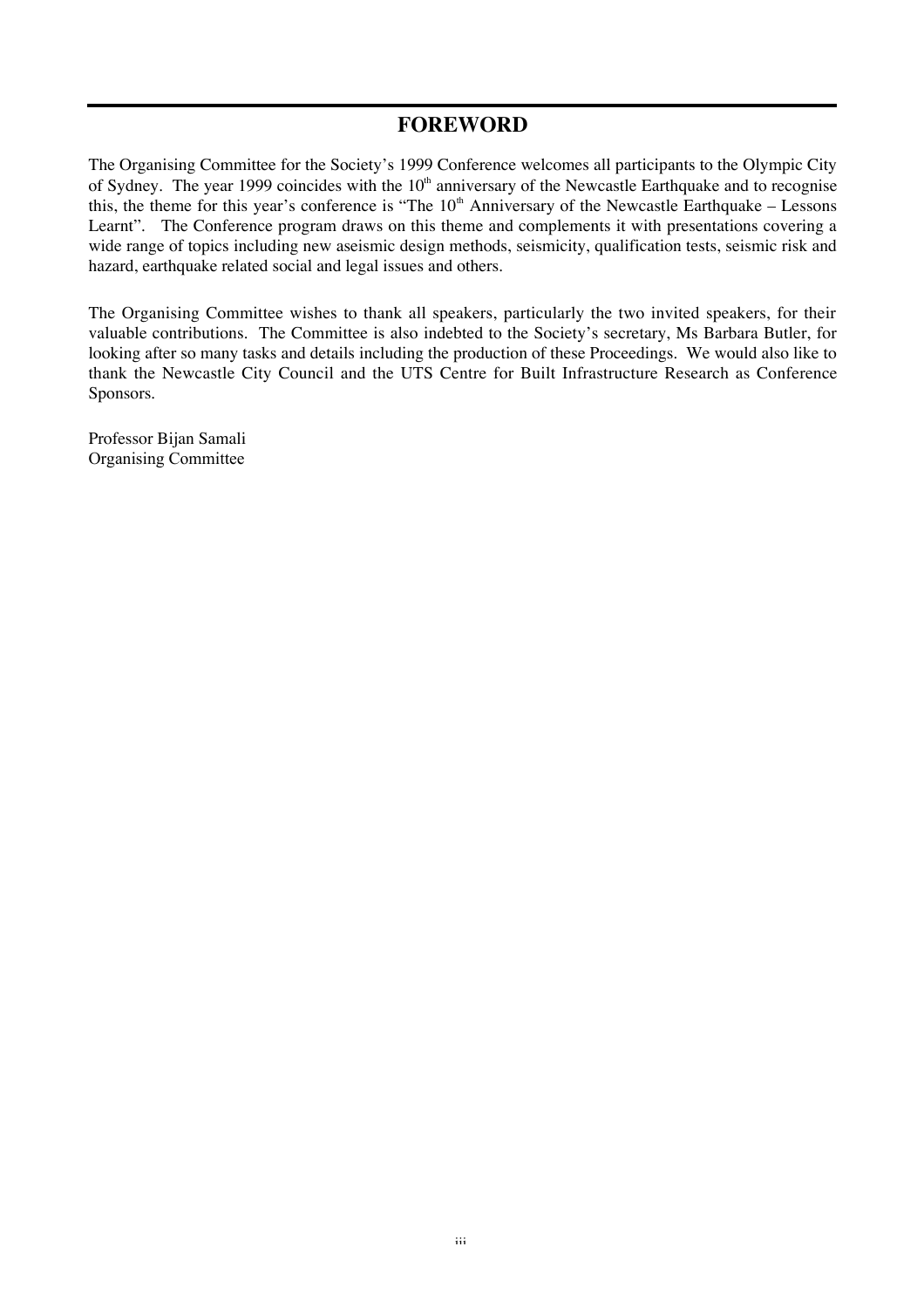# FOREWORD

The Organising Committee for the Society's 1999 Conference welcomes all participants to the Olympic City of Sydney. The year 1999 coincides with the $10^{th}$ anniversary of the Newcastle Earthquake and to recognise this, the theme for this year's conference is "The $10^{th}$ Anniversary of the Newcastle Earthquake – Lessons Learnt". The Conference program draws on this theme and complements it with presentations covering a wide range of topics including new aseismic design methods, seismicity, qualification tests, seismic risk and hazard, earthquake related social and legal issues and others.

The Organising Committee wishes to thank all speakers, particularly the two invited speakers, for their valuable contributions. The Committee is also indebted to the Society's secretary, Ms Barbara Butler, for looking after so many tasks and details including the production of these Proceedings. We would also like to thank the Newcastle City Council and the UTS Centre for Built Infrastructure Research as Conference Sponsors.

Professor Bijan Samali
Organising Committee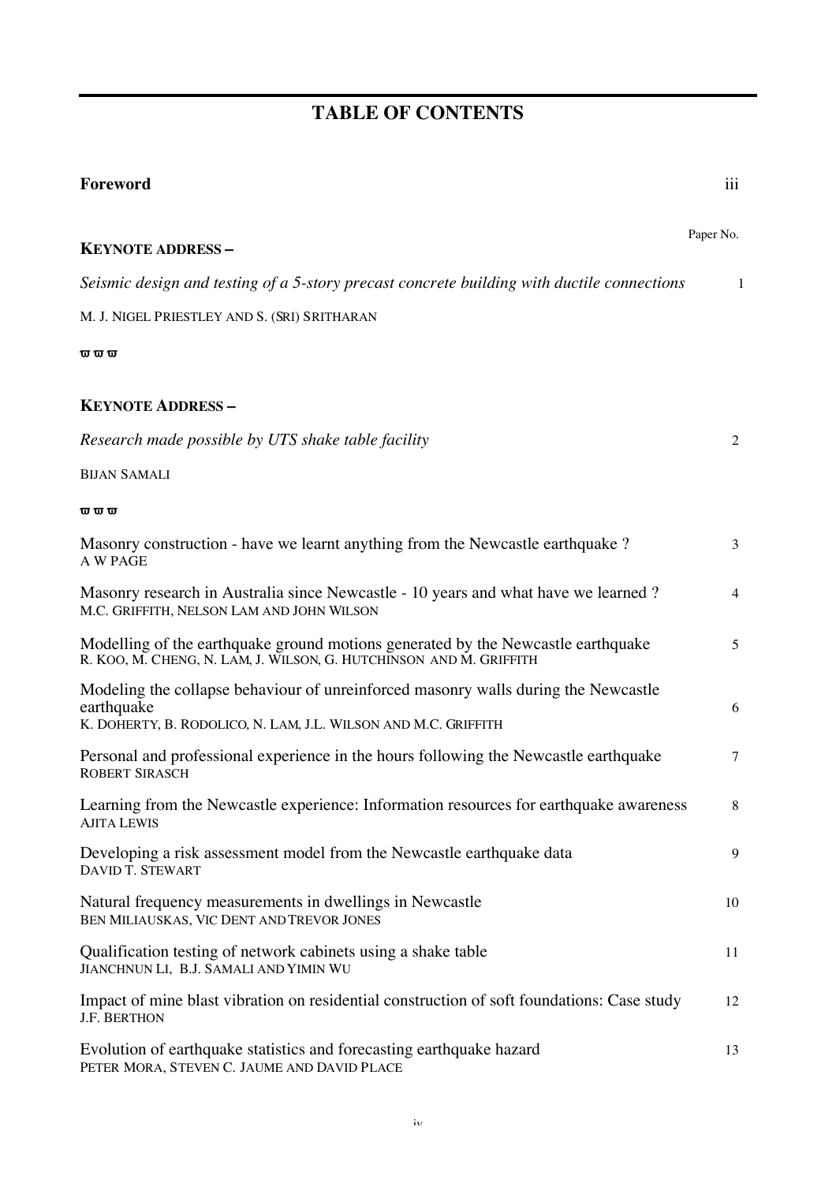# TABLE OF CONTENTS

**Foreword** iii

Paper No.

**KEYNOTE ADDRESS –**

*Seismic design and testing of a 5-story precast concrete building with ductile connections* 1

M. J. NIGEL PRIESTLEY AND S. (SRI) SRITHARAN

ϖ ϖ ϖ

**KEYNOTE ADDRESS –**

*Research made possible by UTS shake table facility* 2

BIJAN SAMALI

ϖ ϖ ϖ

| | |
|---|---|
| Masonry construction - have we learnt anything from the Newcastle earthquake ?<br>A W PAGE | 3 |
| Masonry research in Australia since Newcastle - 10 years and what have we learned ?<br>M.C. GRIFFITH, NELSON LAM AND JOHN WILSON | 4 |
| Modelling of the earthquake ground motions generated by the Newcastle earthquake<br>R. KOO, M. CHENG, N. LAM, J. WILSON, G. HUTCHINSON AND M. GRIFFITH | 5 |
| Modeling the collapse behaviour of unreinforced masonry walls during the Newcastle earthquake<br>K. DOHERTY, B. RODOLICO, N. LAM, J.L. WILSON AND M.C. GRIFFITH | 6 |
| Personal and professional experience in the hours following the Newcastle earthquake<br>ROBERT SIRASCH | 7 |
| Learning from the Newcastle experience: Information resources for earthquake awareness<br>AJITA LEWIS | 8 |
| Developing a risk assessment model from the Newcastle earthquake data<br>DAVID T. STEWART | 9 |
| Natural frequency measurements in dwellings in Newcastle<br>BEN MILIAUSKAS, VIC DENT AND TREVOR JONES | 10 |
| Qualification testing of network cabinets using a shake table<br>JIANCHNUN LI, B.J. SAMALI AND YIMIN WU | 11 |
| Impact of mine blast vibration on residential construction of soft foundations: Case study<br>J.F. BERTHON | 12 |
| Evolution of earthquake statistics and forecasting earthquake hazard<br>PETER MORA, STEVEN C. JAUME AND DAVID PLACE | 13 |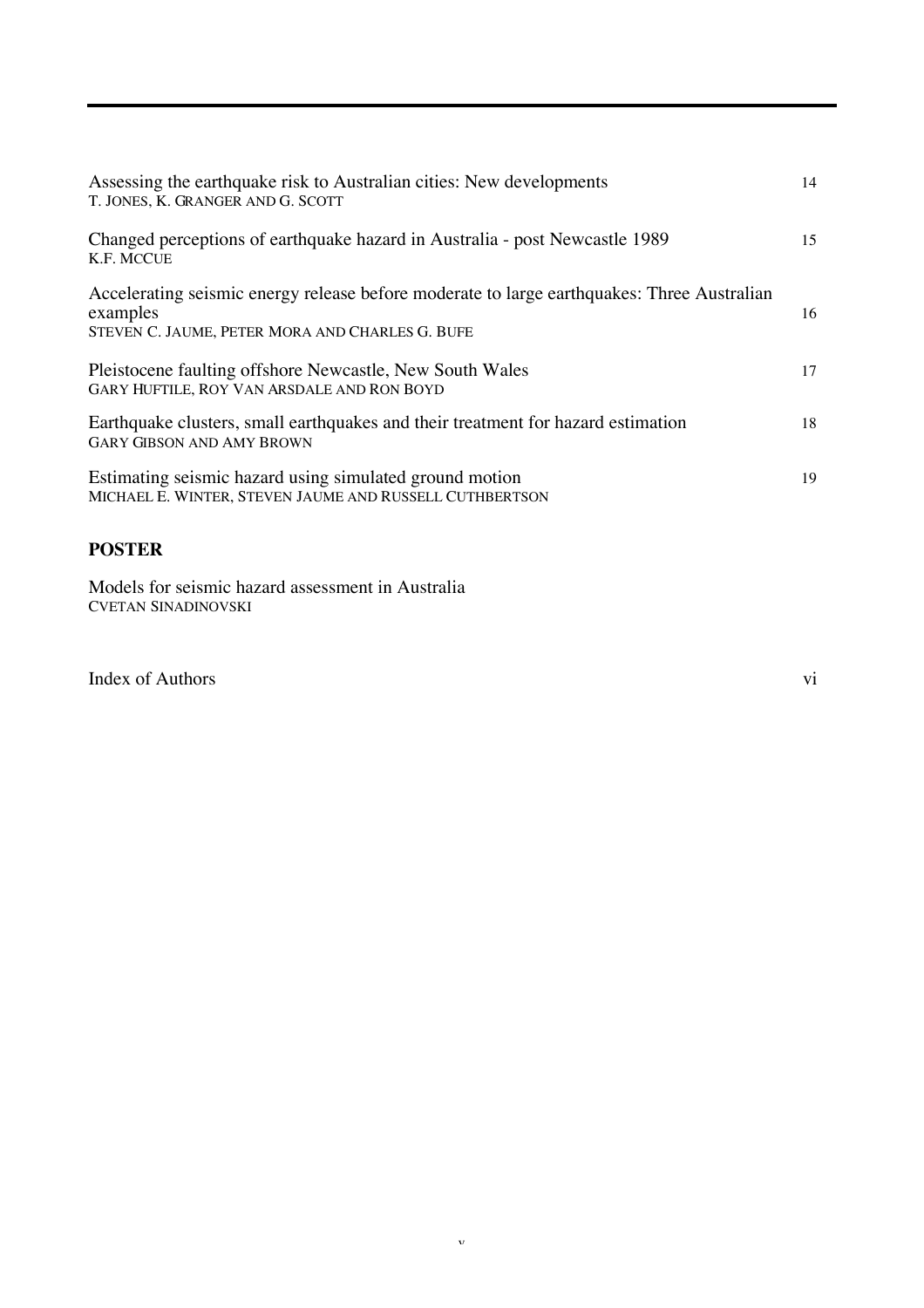Assessing the earthquake risk to Australian cities: New developments — 14
T. JONES, K. GRANGER AND G. SCOTT

Changed perceptions of earthquake hazard in Australia - post Newcastle 1989 — 15
K.F. MCCUE

Accelerating seismic energy release before moderate to large earthquakes: Three Australian examples — 16
STEVEN C. JAUME, PETER MORA AND CHARLES G. BUFE

Pleistocene faulting offshore Newcastle, New South Wales — 17
GARY HUFTILE, ROY VAN ARSDALE AND RON BOYD

Earthquake clusters, small earthquakes and their treatment for hazard estimation — 18
GARY GIBSON AND AMY BROWN

Estimating seismic hazard using simulated ground motion — 19
MICHAEL E. WINTER, STEVEN JAUME AND RUSSELL CUTHBERTSON

**POSTER**

Models for seismic hazard assessment in Australia
CVETAN SINADINOVSKI

Index of Authors — vi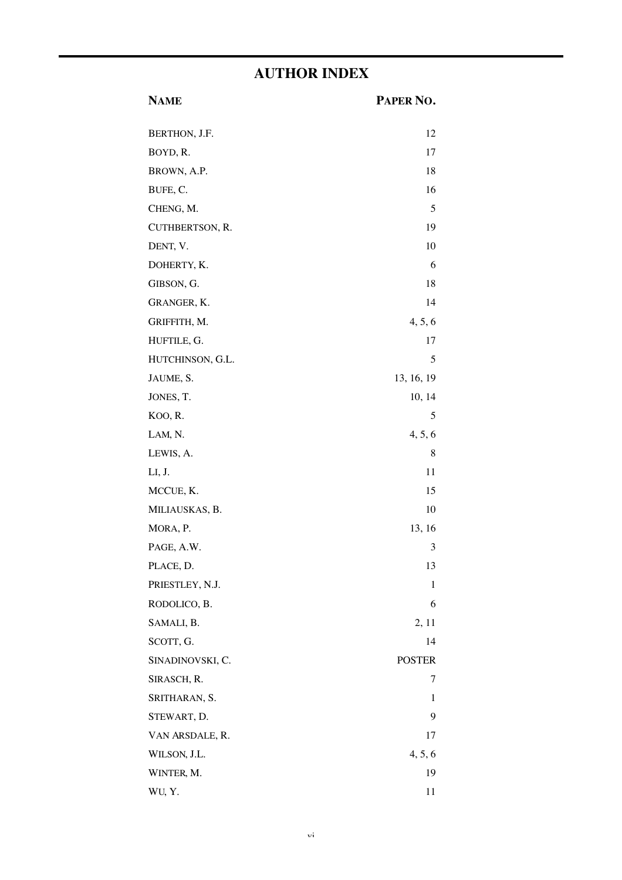# AUTHOR INDEX

| NAME | PAPER NO. |
|---|---|
| BERTHON, J.F. | 12 |
| BOYD, R. | 17 |
| BROWN, A.P. | 18 |
| BUFE, C. | 16 |
| CHENG, M. | 5 |
| CUTHBERTSON, R. | 19 |
| DENT, V. | 10 |
| DOHERTY, K. | 6 |
| GIBSON, G. | 18 |
| GRANGER, K. | 14 |
| GRIFFITH, M. | 4, 5, 6 |
| HUFTILE, G. | 17 |
| HUTCHINSON, G.L. | 5 |
| JAUME, S. | 13, 16, 19 |
| JONES, T. | 10, 14 |
| KOO, R. | 5 |
| LAM, N. | 4, 5, 6 |
| LEWIS, A. | 8 |
| LI, J. | 11 |
| MCCUE, K. | 15 |
| MILIAUSKAS, B. | 10 |
| MORA, P. | 13, 16 |
| PAGE, A.W. | 3 |
| PLACE, D. | 13 |
| PRIESTLEY, N.J. | 1 |
| RODOLICO, B. | 6 |
| SAMALI, B. | 2, 11 |
| SCOTT, G. | 14 |
| SINADINOVSKI, C. | POSTER |
| SIRASCH, R. | 7 |
| SRITHARAN, S. | 1 |
| STEWART, D. | 9 |
| VAN ARSDALE, R. | 17 |
| WILSON, J.L. | 4, 5, 6 |
| WINTER, M. | 19 |
| WU, Y. | 11 |